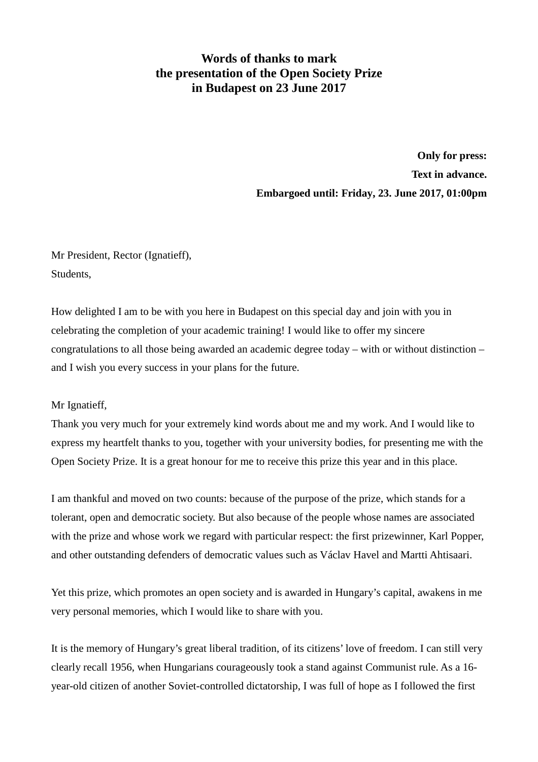# Words of thanks to mark the presentation of the Open Society Prize in Budapest on 23 June 2017

**Only for press:**
**Text in advance.**
**Embargoed until: Friday, 23. June 2017, 01:00pm**

Mr President, Rector (Ignatieff),
Students,

How delighted I am to be with you here in Budapest on this special day and join with you in celebrating the completion of your academic training! I would like to offer my sincere congratulations to all those being awarded an academic degree today – with or without distinction – and I wish you every success in your plans for the future.

Mr Ignatieff,
Thank you very much for your extremely kind words about me and my work. And I would like to express my heartfelt thanks to you, together with your university bodies, for presenting me with the Open Society Prize. It is a great honour for me to receive this prize this year and in this place.

I am thankful and moved on two counts: because of the purpose of the prize, which stands for a tolerant, open and democratic society. But also because of the people whose names are associated with the prize and whose work we regard with particular respect: the first prizewinner, Karl Popper, and other outstanding defenders of democratic values such as Václav Havel and Martti Ahtisaari.

Yet this prize, which promotes an open society and is awarded in Hungary's capital, awakens in me very personal memories, which I would like to share with you.

It is the memory of Hungary's great liberal tradition, of its citizens' love of freedom. I can still very clearly recall 1956, when Hungarians courageously took a stand against Communist rule. As a 16-year-old citizen of another Soviet-controlled dictatorship, I was full of hope as I followed the first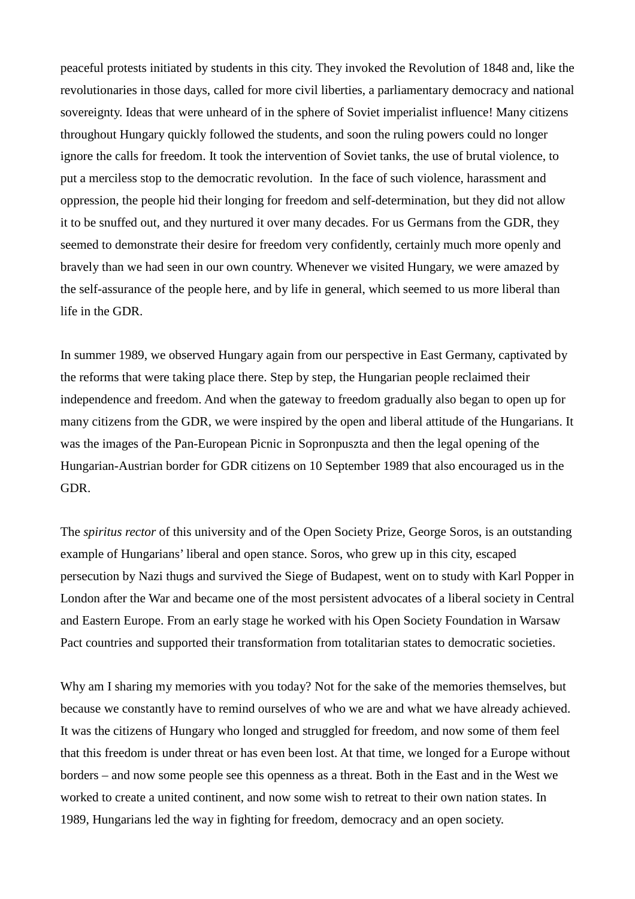peaceful protests initiated by students in this city. They invoked the Revolution of 1848 and, like the revolutionaries in those days, called for more civil liberties, a parliamentary democracy and national sovereignty. Ideas that were unheard of in the sphere of Soviet imperialist influence! Many citizens throughout Hungary quickly followed the students, and soon the ruling powers could no longer ignore the calls for freedom. It took the intervention of Soviet tanks, the use of brutal violence, to put a merciless stop to the democratic revolution.  In the face of such violence, harassment and oppression, the people hid their longing for freedom and self-determination, but they did not allow it to be snuffed out, and they nurtured it over many decades. For us Germans from the GDR, they seemed to demonstrate their desire for freedom very confidently, certainly much more openly and bravely than we had seen in our own country. Whenever we visited Hungary, we were amazed by the self-assurance of the people here, and by life in general, which seemed to us more liberal than life in the GDR.

In summer 1989, we observed Hungary again from our perspective in East Germany, captivated by the reforms that were taking place there. Step by step, the Hungarian people reclaimed their independence and freedom. And when the gateway to freedom gradually also began to open up for many citizens from the GDR, we were inspired by the open and liberal attitude of the Hungarians. It was the images of the Pan-European Picnic in Sopronpuszta and then the legal opening of the Hungarian-Austrian border for GDR citizens on 10 September 1989 that also encouraged us in the GDR.

The *spiritus rector* of this university and of the Open Society Prize, George Soros, is an outstanding example of Hungarians' liberal and open stance. Soros, who grew up in this city, escaped persecution by Nazi thugs and survived the Siege of Budapest, went on to study with Karl Popper in London after the War and became one of the most persistent advocates of a liberal society in Central and Eastern Europe. From an early stage he worked with his Open Society Foundation in Warsaw Pact countries and supported their transformation from totalitarian states to democratic societies.

Why am I sharing my memories with you today? Not for the sake of the memories themselves, but because we constantly have to remind ourselves of who we are and what we have already achieved. It was the citizens of Hungary who longed and struggled for freedom, and now some of them feel that this freedom is under threat or has even been lost. At that time, we longed for a Europe without borders – and now some people see this openness as a threat. Both in the East and in the West we worked to create a united continent, and now some wish to retreat to their own nation states. In 1989, Hungarians led the way in fighting for freedom, democracy and an open society.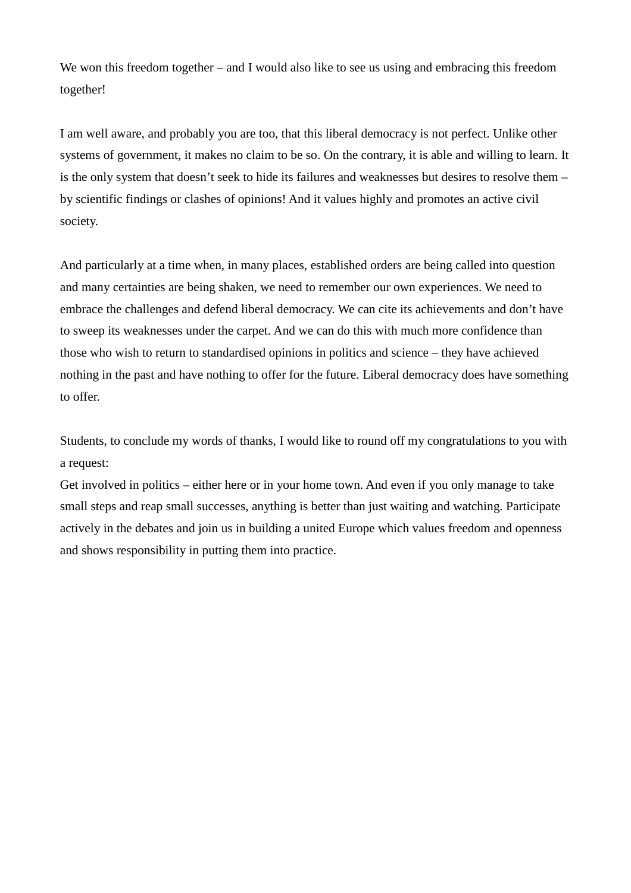We won this freedom together – and I would also like to see us using and embracing this freedom together!

I am well aware, and probably you are too, that this liberal democracy is not perfect. Unlike other systems of government, it makes no claim to be so. On the contrary, it is able and willing to learn. It is the only system that doesn't seek to hide its failures and weaknesses but desires to resolve them – by scientific findings or clashes of opinions! And it values highly and promotes an active civil society.

And particularly at a time when, in many places, established orders are being called into question and many certainties are being shaken, we need to remember our own experiences. We need to embrace the challenges and defend liberal democracy. We can cite its achievements and don't have to sweep its weaknesses under the carpet. And we can do this with much more confidence than those who wish to return to standardised opinions in politics and science – they have achieved nothing in the past and have nothing to offer for the future. Liberal democracy does have something to offer.

Students, to conclude my words of thanks, I would like to round off my congratulations to you with a request:
Get involved in politics – either here or in your home town. And even if you only manage to take small steps and reap small successes, anything is better than just waiting and watching. Participate actively in the debates and join us in building a united Europe which values freedom and openness and shows responsibility in putting them into practice.